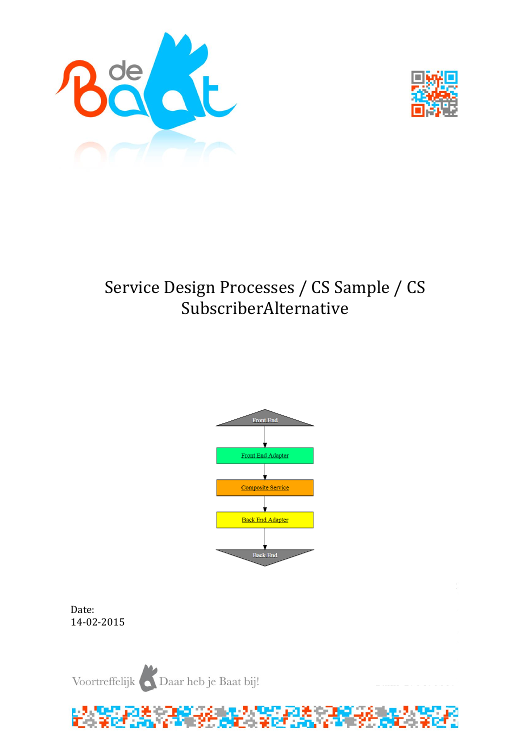# Service Design Processes / CS Sample / CS SubscriberAlternative

Front End

Front End Adapter

Composite Service

Back End Adapter

Back End

Date:
14-02-2015

Voortreffelijk Daar heb je Baat bij!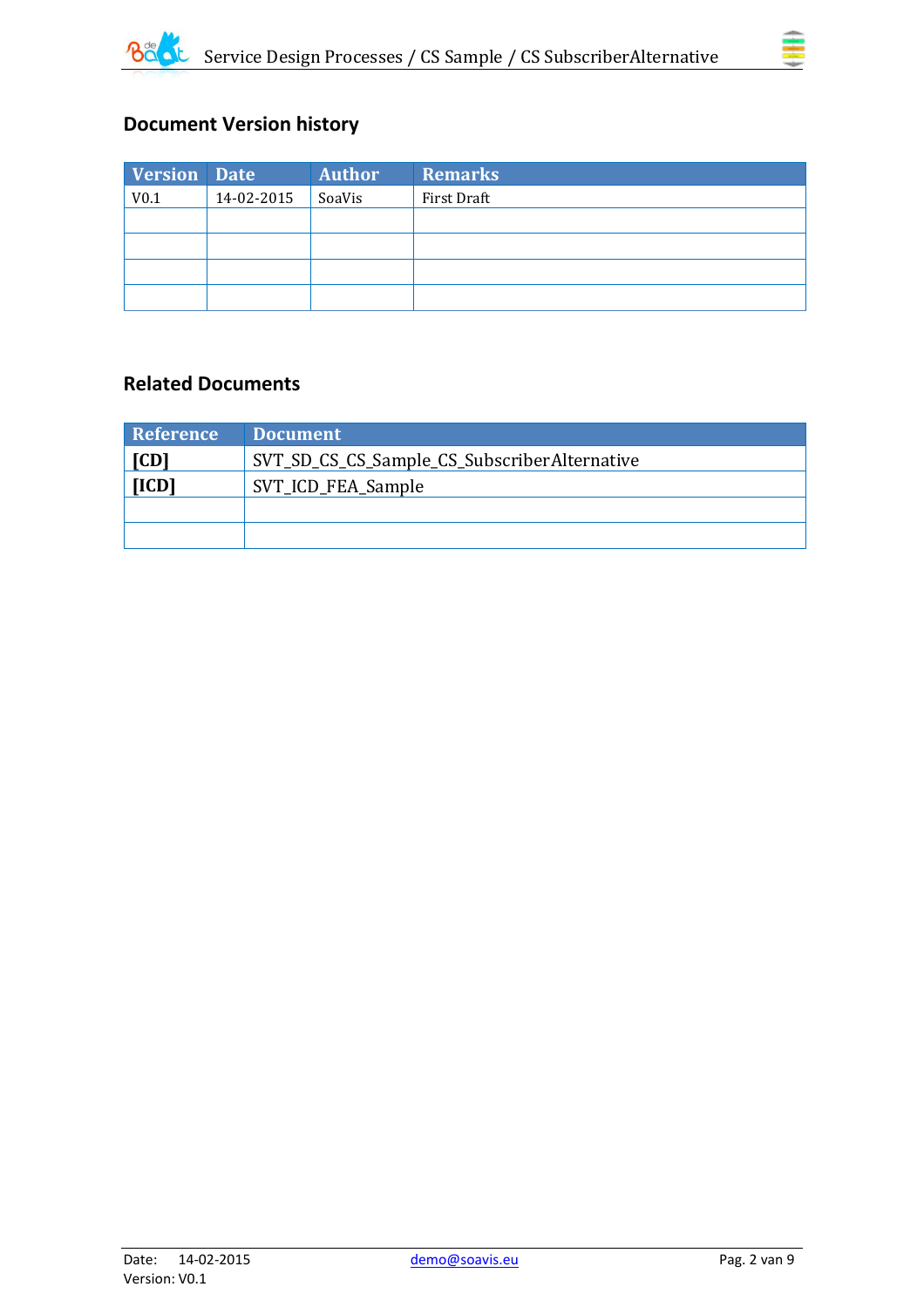## Document Version history

| Version | Date | Author | Remarks |
|---|---|---|---|
| V0.1 | 14-02-2015 | SoaVis | First Draft |
| | | | |
| | | | |
| | | | |
| | | | |

## Related Documents

| Reference | Document |
|---|---|
| **[CD]** | SVT_SD_CS_CS_Sample_CS_SubscriberAlternative |
| **[ICD]** | SVT_ICD_FEA_Sample |
| | |
| | |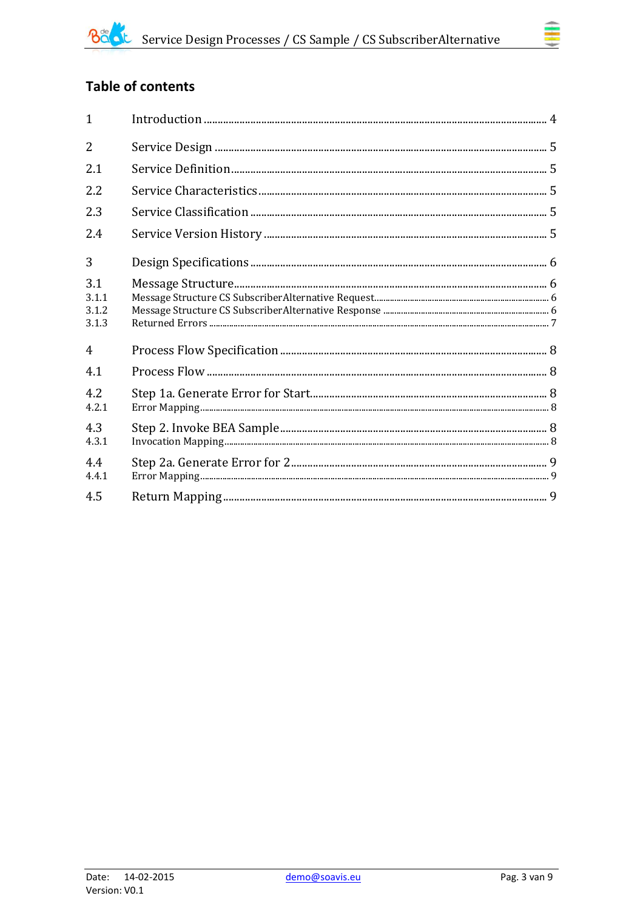## Table of contents

1 Introduction ........ 4

2 Service Design ........ 5

2.1 Service Definition ........ 5

2.2 Service Characteristics ........ 5

2.3 Service Classification ........ 5

2.4 Service Version History ........ 5

3 Design Specifications ........ 6

3.1 Message Structure ........ 6

3.1.1 Message Structure CS SubscriberAlternative Request ........ 6

3.1.2 Message Structure CS SubscriberAlternative Response ........ 6

3.1.3 Returned Errors ........ 7

4 Process Flow Specification ........ 8

4.1 Process Flow ........ 8

4.2 Step 1a. Generate Error for Start ........ 8

4.2.1 Error Mapping ........ 8

4.3 Step 2. Invoke BEA Sample ........ 8

4.3.1 Invocation Mapping ........ 8

4.4 Step 2a. Generate Error for 2 ........ 9

4.4.1 Error Mapping ........ 9

4.5 Return Mapping ........ 9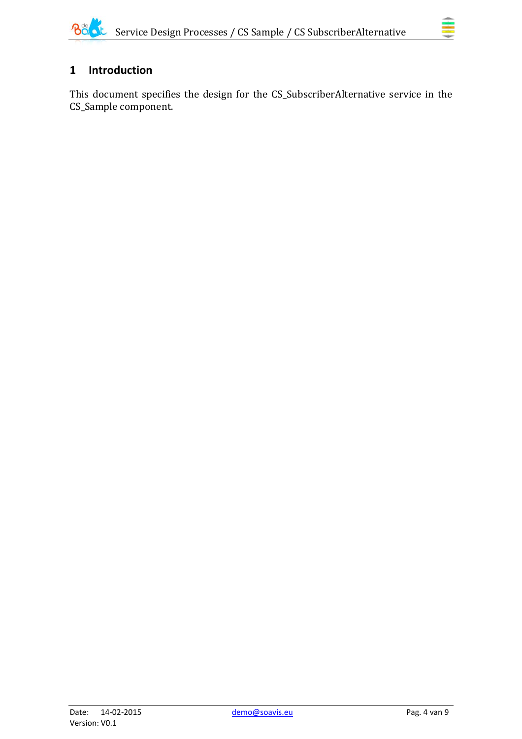# 1 Introduction

This document specifies the design for the CS_SubscriberAlternative service in the CS_Sample component.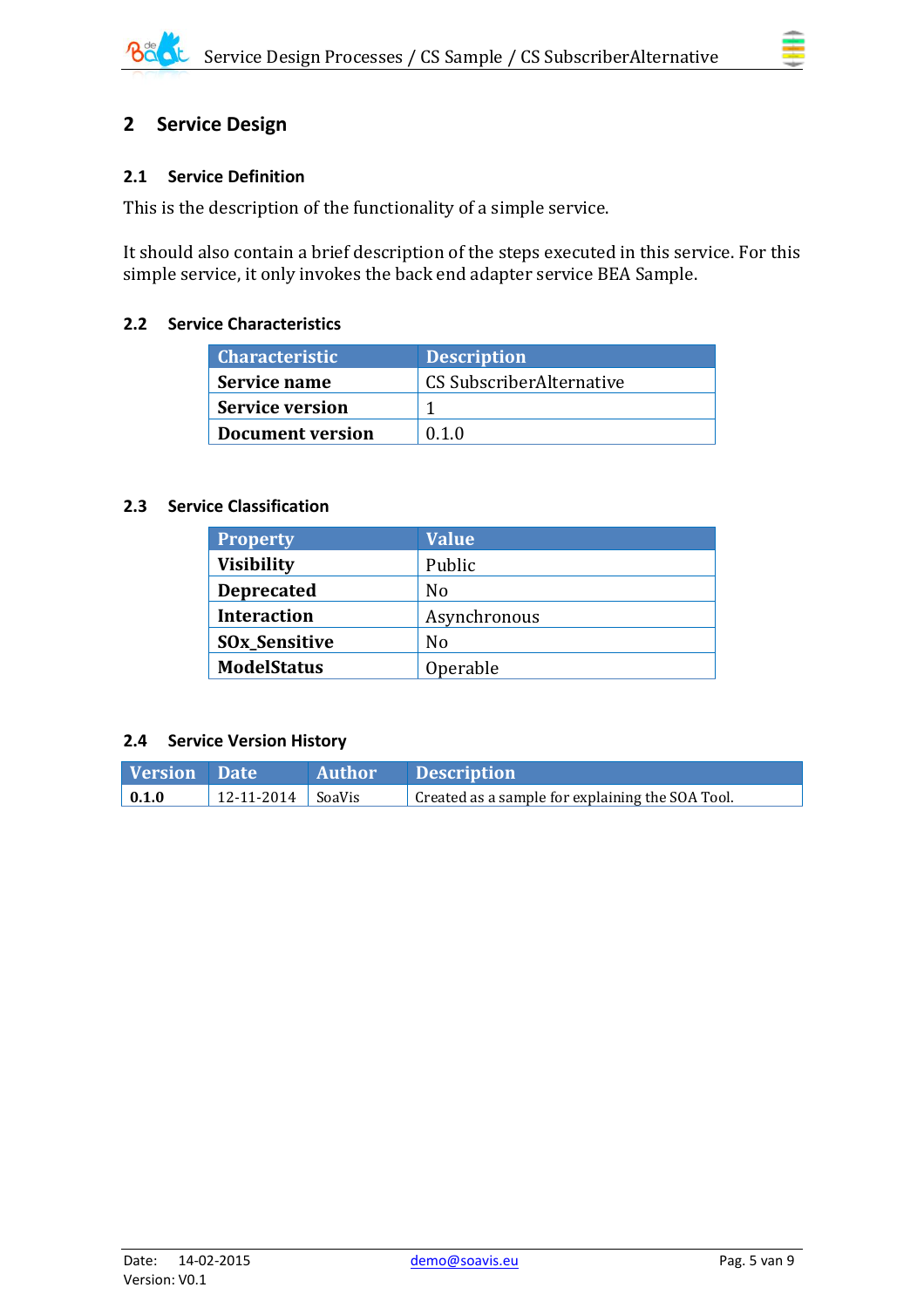# 2 Service Design

## 2.1 Service Definition

This is the description of the functionality of a simple service.

It should also contain a brief description of the steps executed in this service. For this simple service, it only invokes the back end adapter service BEA Sample.

## 2.2 Service Characteristics

| Characteristic | Description |
|---|---|
| **Service name** | CS SubscriberAlternative |
| **Service version** | 1 |
| **Document version** | 0.1.0 |

## 2.3 Service Classification

| Property | Value |
|---|---|
| **Visibility** | Public |
| **Deprecated** | No |
| **Interaction** | Asynchronous |
| **SOx_Sensitive** | No |
| **ModelStatus** | Operable |

## 2.4 Service Version History

| Version | Date | Author | Description |
|---|---|---|---|
| **0.1.0** | 12-11-2014 | SoaVis | Created as a sample for explaining the SOA Tool. |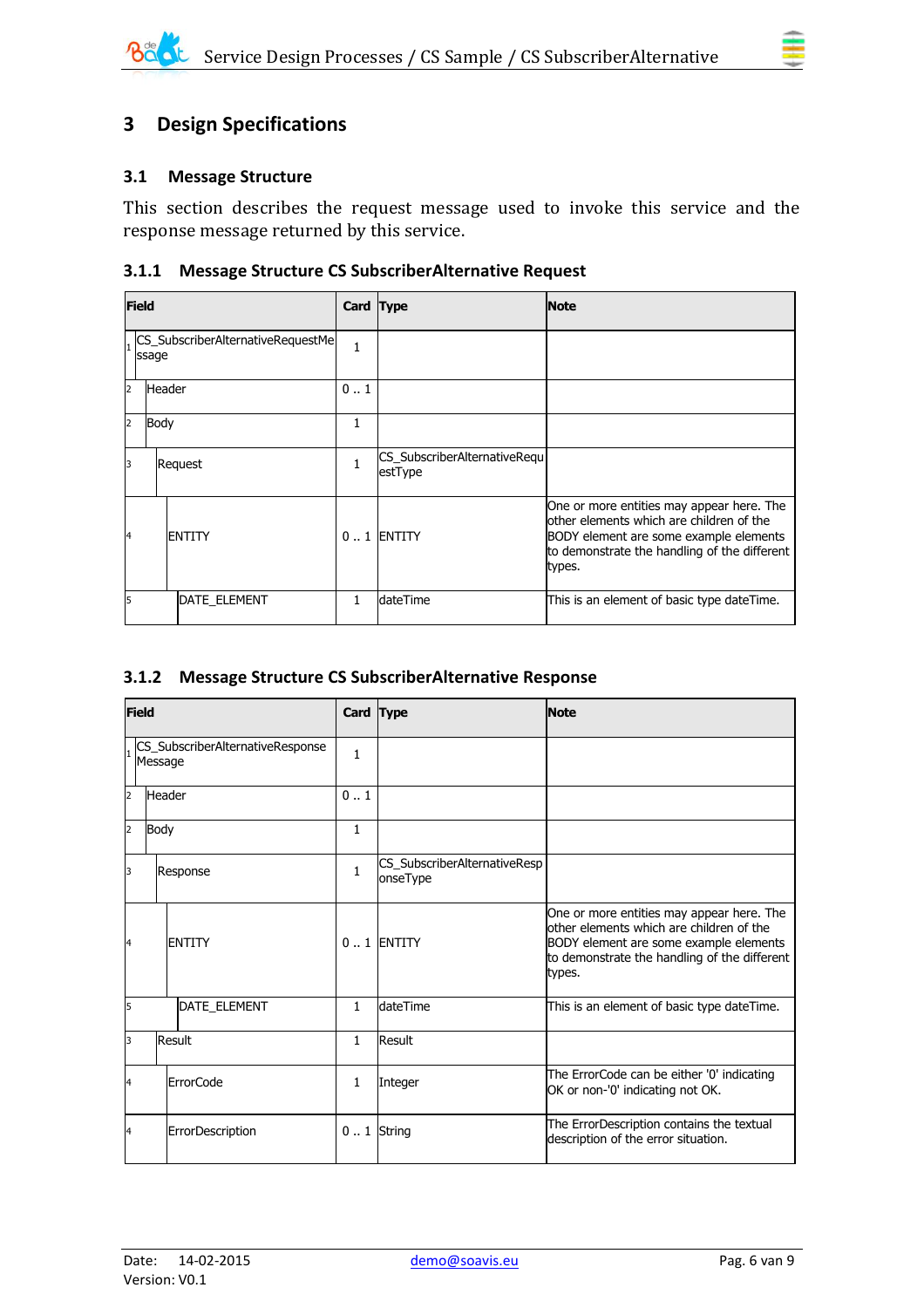# 3 Design Specifications

## 3.1 Message Structure

This section describes the request message used to invoke this service and the response message returned by this service.

### 3.1.1 Message Structure CS SubscriberAlternative Request

| Field | | Card | Type | Note |
|---|---|---|---|---|
| 1 | CS_SubscriberAlternativeRequestMessage | 1 | | |
| 2 | Header | 0 .. 1 | | |
| 2 | Body | 1 | | |
| 3 | Request | 1 | CS_SubscriberAlternativeRequestType | |
| 4 | ENTITY | 0 .. 1 | ENTITY | One or more entities may appear here. The other elements which are children of the BODY element are some example elements to demonstrate the handling of the different types. |
| 5 | DATE_ELEMENT | 1 | dateTime | This is an element of basic type dateTime. |

### 3.1.2 Message Structure CS SubscriberAlternative Response

| Field | | Card | Type | Note |
|---|---|---|---|---|
| 1 | CS_SubscriberAlternativeResponseMessage | 1 | | |
| 2 | Header | 0 .. 1 | | |
| 2 | Body | 1 | | |
| 3 | Response | 1 | CS_SubscriberAlternativeResponseType | |
| 4 | ENTITY | 0 .. 1 | ENTITY | One or more entities may appear here. The other elements which are children of the BODY element are some example elements to demonstrate the handling of the different types. |
| 5 | DATE_ELEMENT | 1 | dateTime | This is an element of basic type dateTime. |
| 3 | Result | 1 | Result | |
| 4 | ErrorCode | 1 | Integer | The ErrorCode can be either '0' indicating OK or non-'0' indicating not OK. |
| 4 | ErrorDescription | 0 .. 1 | String | The ErrorDescription contains the textual description of the error situation. |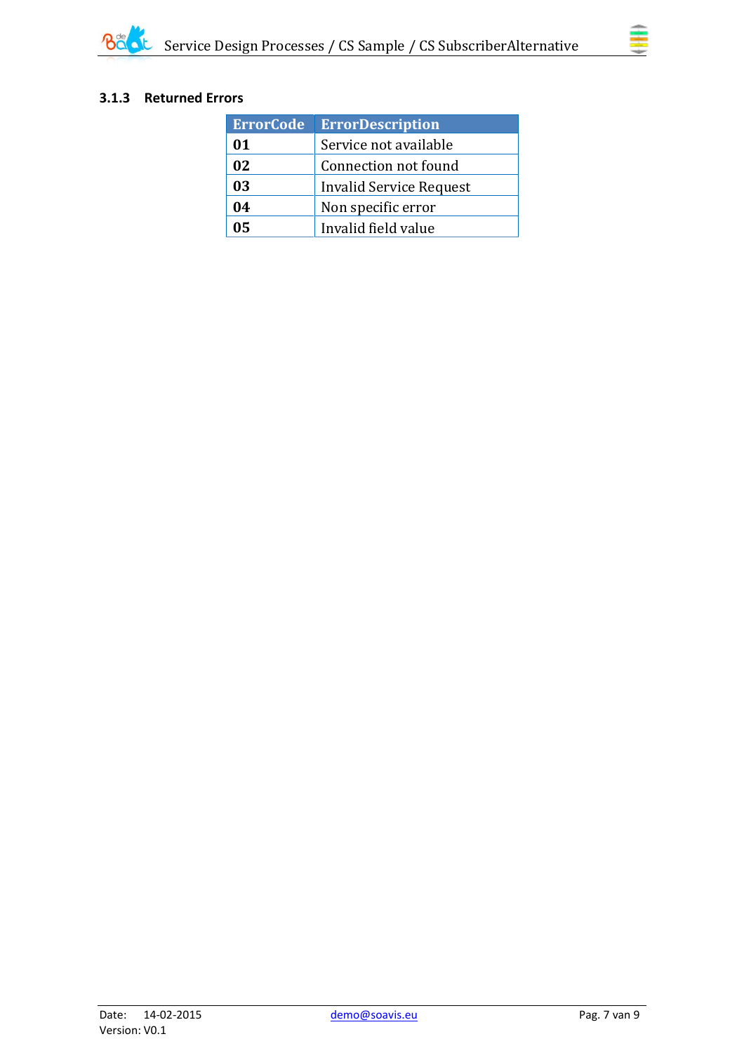### 3.1.3 Returned Errors

| ErrorCode | ErrorDescription |
|---|---|
| **01** | Service not available |
| **02** | Connection not found |
| **03** | Invalid Service Request |
| **04** | Non specific error |
| **05** | Invalid field value |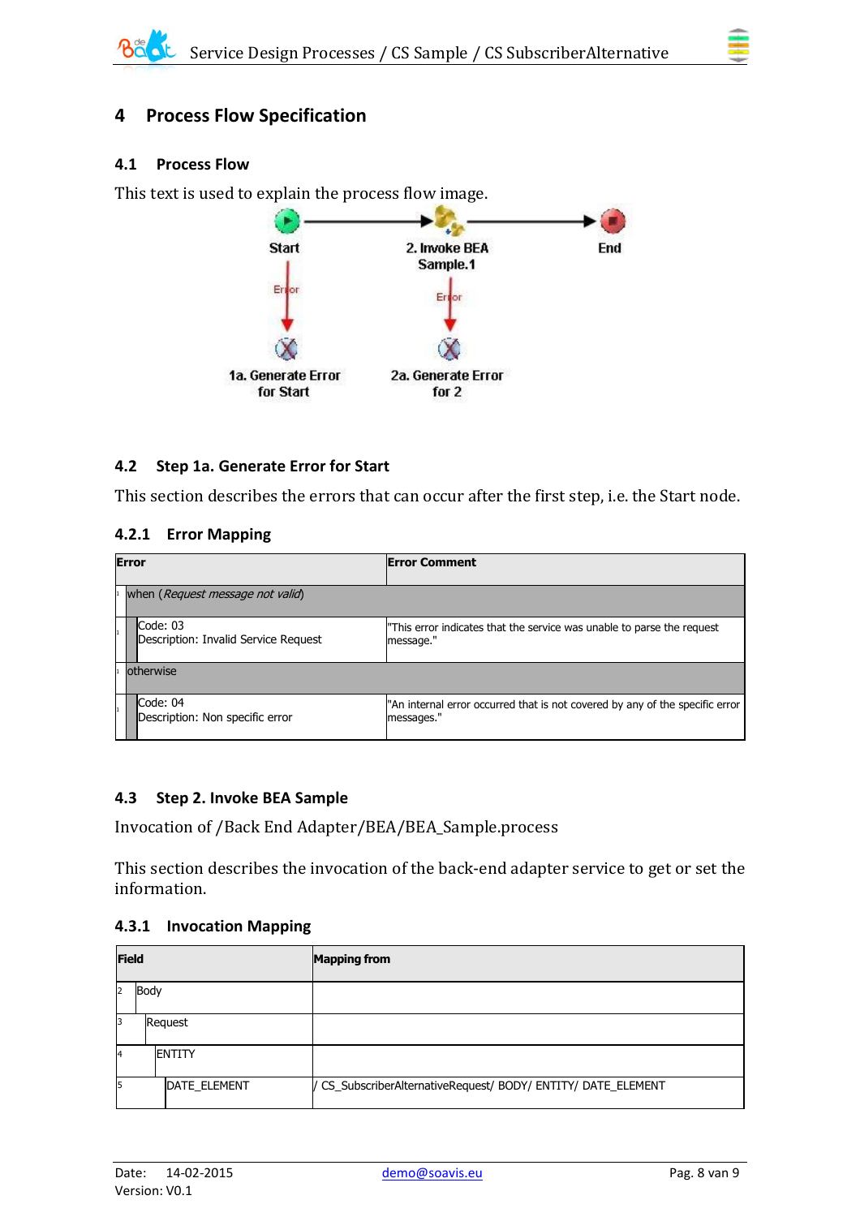## 4 Process Flow Specification

### 4.1 Process Flow

This text is used to explain the process flow image.

Start → 2. Invoke BEA Sample.1 → End

Start —Error→ 1a. Generate Error for Start

2. Invoke BEA Sample.1 —Error→ 2a. Generate Error for 2

### 4.2 Step 1a. Generate Error for Start

This section describes the errors that can occur after the first step, i.e. the Start node.

#### 4.2.1 Error Mapping

| Error | Error Comment |
|---|---|
| when (*Request message not valid*) | |
| Code: 03<br>Description: Invalid Service Request | "This error indicates that the service was unable to parse the request message." |
| otherwise | |
| Code: 04<br>Description: Non specific error | "An internal error occurred that is not covered by any of the specific error messages." |

### 4.3 Step 2. Invoke BEA Sample

Invocation of /Back End Adapter/BEA/BEA_Sample.process

This section describes the invocation of the back-end adapter service to get or set the information.

#### 4.3.1 Invocation Mapping

| Field | Mapping from |
|---|---|
| Body | |
| Request | |
| ENTITY | |
| DATE_ELEMENT | / CS_SubscriberAlternativeRequest/ BODY/ ENTITY/ DATE_ELEMENT |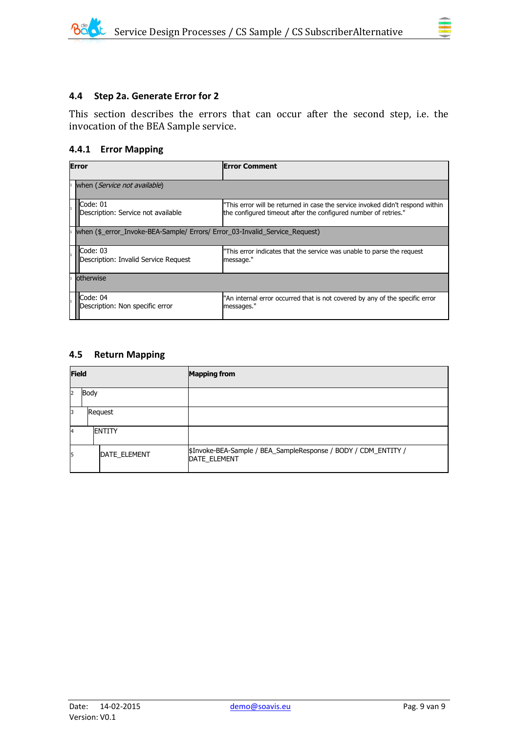### 4.4 Step 2a. Generate Error for 2

This section describes the errors that can occur after the second step, i.e. the invocation of the BEA Sample service.

#### 4.4.1 Error Mapping

| Error | Error Comment |
|---|---|
| when (*Service not available*) | |
| Code: 01<br>Description: Service not available | "This error will be returned in case the service invoked didn't respond within the configured timeout after the configured number of retries." |
| when ($_error_Invoke-BEA-Sample/ Errors/ Error_03-Invalid_Service_Request) | |
| Code: 03<br>Description: Invalid Service Request | "This error indicates that the service was unable to parse the request message." |
| otherwise | |
| Code: 04<br>Description: Non specific error | "An internal error occurred that is not covered by any of the specific error messages." |

### 4.5 Return Mapping

| Field | Mapping from |
|---|---|
| 2 Body | |
| 3 Request | |
| 4 ENTITY | |
| 5 DATE_ELEMENT | $Invoke-BEA-Sample / BEA_SampleResponse / BODY / CDM_ENTITY / DATE_ELEMENT |

Date: 14-02-2015
Version: V0.1
demo@soavis.eu